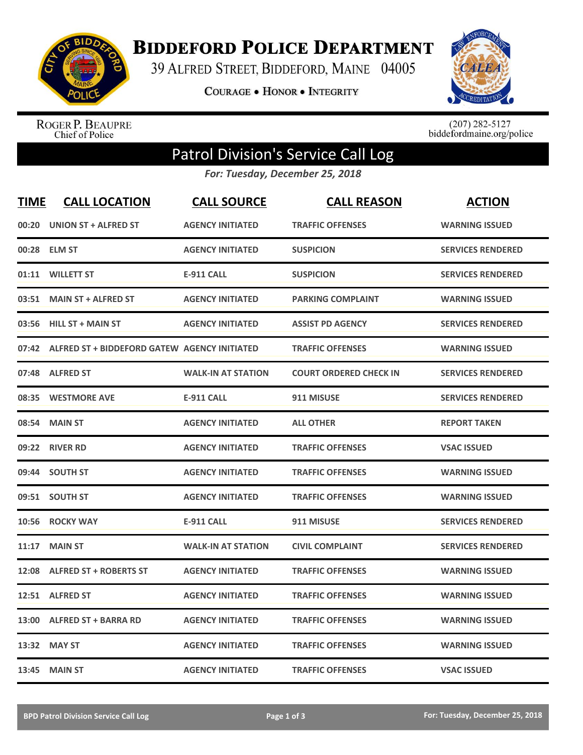# BIDDEFORD POLICE DEPARTMENT

39 ALFRED STREET, BIDDEFORD, MAINE 04005

**COURAGE • HONOR • INTEGRITY**

ROGER P. BEAUPRE
Chief of Police

(207) 282-5127
biddefordmaine.org/police

## Patrol Division's Service Call Log

*For: Tuesday, December 25, 2018*

| TIME | CALL LOCATION | CALL SOURCE | CALL REASON | ACTION |
|---|---|---|---|---|
| 00:20 | UNION ST + ALFRED ST | AGENCY INITIATED | TRAFFIC OFFENSES | WARNING ISSUED |
| 00:28 | ELM ST | AGENCY INITIATED | SUSPICION | SERVICES RENDERED |
| 01:11 | WILLETT ST | E-911 CALL | SUSPICION | SERVICES RENDERED |
| 03:51 | MAIN ST + ALFRED ST | AGENCY INITIATED | PARKING COMPLAINT | WARNING ISSUED |
| 03:56 | HILL ST + MAIN ST | AGENCY INITIATED | ASSIST PD AGENCY | SERVICES RENDERED |
| 07:42 | ALFRED ST + BIDDEFORD GATEW | AGENCY INITIATED | TRAFFIC OFFENSES | WARNING ISSUED |
| 07:48 | ALFRED ST | WALK-IN AT STATION | COURT ORDERED CHECK IN | SERVICES RENDERED |
| 08:35 | WESTMORE AVE | E-911 CALL | 911 MISUSE | SERVICES RENDERED |
| 08:54 | MAIN ST | AGENCY INITIATED | ALL OTHER | REPORT TAKEN |
| 09:22 | RIVER RD | AGENCY INITIATED | TRAFFIC OFFENSES | VSAC ISSUED |
| 09:44 | SOUTH ST | AGENCY INITIATED | TRAFFIC OFFENSES | WARNING ISSUED |
| 09:51 | SOUTH ST | AGENCY INITIATED | TRAFFIC OFFENSES | WARNING ISSUED |
| 10:56 | ROCKY WAY | E-911 CALL | 911 MISUSE | SERVICES RENDERED |
| 11:17 | MAIN ST | WALK-IN AT STATION | CIVIL COMPLAINT | SERVICES RENDERED |
| 12:08 | ALFRED ST + ROBERTS ST | AGENCY INITIATED | TRAFFIC OFFENSES | WARNING ISSUED |
| 12:51 | ALFRED ST | AGENCY INITIATED | TRAFFIC OFFENSES | WARNING ISSUED |
| 13:00 | ALFRED ST + BARRA RD | AGENCY INITIATED | TRAFFIC OFFENSES | WARNING ISSUED |
| 13:32 | MAY ST | AGENCY INITIATED | TRAFFIC OFFENSES | WARNING ISSUED |
| 13:45 | MAIN ST | AGENCY INITIATED | TRAFFIC OFFENSES | VSAC ISSUED |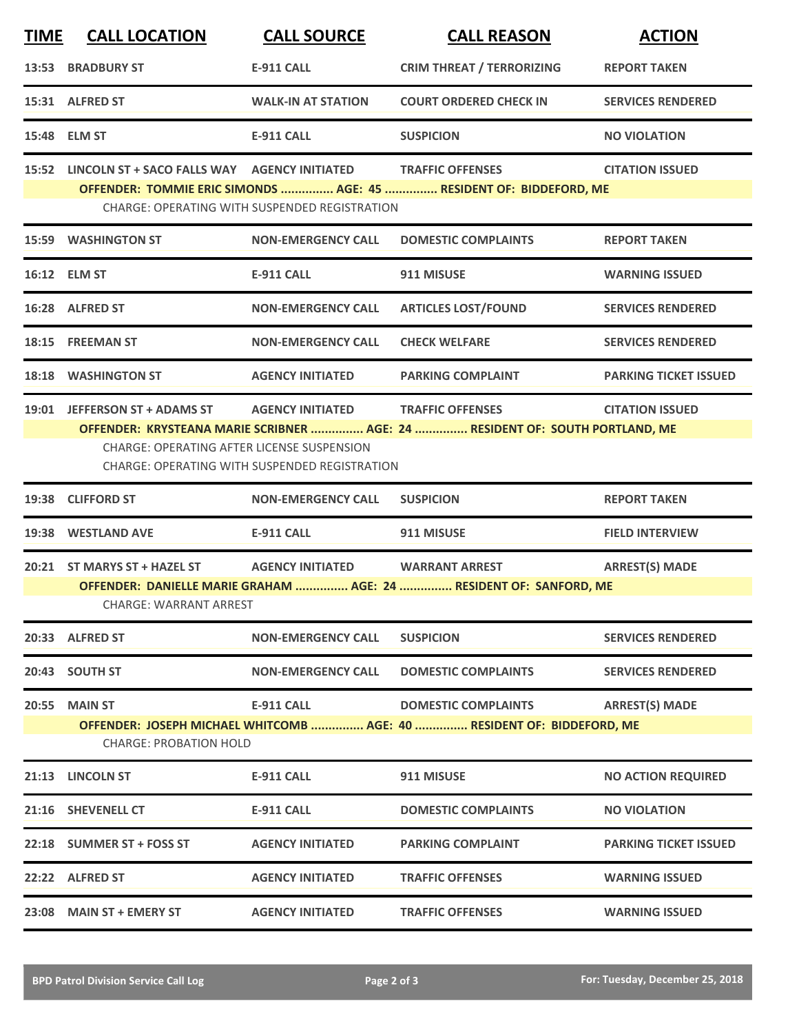| TIME | CALL LOCATION | CALL SOURCE | CALL REASON | ACTION |
|---|---|---|---|---|
| 13:53 | BRADBURY ST | E-911 CALL | CRIM THREAT / TERRORIZING | REPORT TAKEN |
| 15:31 | ALFRED ST | WALK-IN AT STATION | COURT ORDERED CHECK IN | SERVICES RENDERED |
| 15:48 | ELM ST | E-911 CALL | SUSPICION | NO VIOLATION |
| 15:52 | LINCOLN ST + SACO FALLS WAY | AGENCY INITIATED | TRAFFIC OFFENSES | CITATION ISSUED |
| | OFFENDER: TOMMIE ERIC SIMONDS ............... AGE: 45 ............... RESIDENT OF: BIDDEFORD, ME | | | |
| | CHARGE: OPERATING WITH SUSPENDED REGISTRATION | | | |
| 15:59 | WASHINGTON ST | NON-EMERGENCY CALL | DOMESTIC COMPLAINTS | REPORT TAKEN |
| 16:12 | ELM ST | E-911 CALL | 911 MISUSE | WARNING ISSUED |
| 16:28 | ALFRED ST | NON-EMERGENCY CALL | ARTICLES LOST/FOUND | SERVICES RENDERED |
| 18:15 | FREEMAN ST | NON-EMERGENCY CALL | CHECK WELFARE | SERVICES RENDERED |
| 18:18 | WASHINGTON ST | AGENCY INITIATED | PARKING COMPLAINT | PARKING TICKET ISSUED |
| 19:01 | JEFFERSON ST + ADAMS ST | AGENCY INITIATED | TRAFFIC OFFENSES | CITATION ISSUED |
| | OFFENDER: KRYSTEANA MARIE SCRIBNER ............... AGE: 24 ............... RESIDENT OF: SOUTH PORTLAND, ME | | | |
| | CHARGE: OPERATING AFTER LICENSE SUSPENSION | | | |
| | CHARGE: OPERATING WITH SUSPENDED REGISTRATION | | | |
| 19:38 | CLIFFORD ST | NON-EMERGENCY CALL | SUSPICION | REPORT TAKEN |
| 19:38 | WESTLAND AVE | E-911 CALL | 911 MISUSE | FIELD INTERVIEW |
| 20:21 | ST MARYS ST + HAZEL ST | AGENCY INITIATED | WARRANT ARREST | ARREST(S) MADE |
| | OFFENDER: DANIELLE MARIE GRAHAM ............... AGE: 24 ............... RESIDENT OF: SANFORD, ME | | | |
| | CHARGE: WARRANT ARREST | | | |
| 20:33 | ALFRED ST | NON-EMERGENCY CALL | SUSPICION | SERVICES RENDERED |
| 20:43 | SOUTH ST | NON-EMERGENCY CALL | DOMESTIC COMPLAINTS | SERVICES RENDERED |
| 20:55 | MAIN ST | E-911 CALL | DOMESTIC COMPLAINTS | ARREST(S) MADE |
| | OFFENDER: JOSEPH MICHAEL WHITCOMB ............... AGE: 40 ............... RESIDENT OF: BIDDEFORD, ME | | | |
| | CHARGE: PROBATION HOLD | | | |
| 21:13 | LINCOLN ST | E-911 CALL | 911 MISUSE | NO ACTION REQUIRED |
| 21:16 | SHEVENELL CT | E-911 CALL | DOMESTIC COMPLAINTS | NO VIOLATION |
| 22:18 | SUMMER ST + FOSS ST | AGENCY INITIATED | PARKING COMPLAINT | PARKING TICKET ISSUED |
| 22:22 | ALFRED ST | AGENCY INITIATED | TRAFFIC OFFENSES | WARNING ISSUED |
| 23:08 | MAIN ST + EMERY ST | AGENCY INITIATED | TRAFFIC OFFENSES | WARNING ISSUED |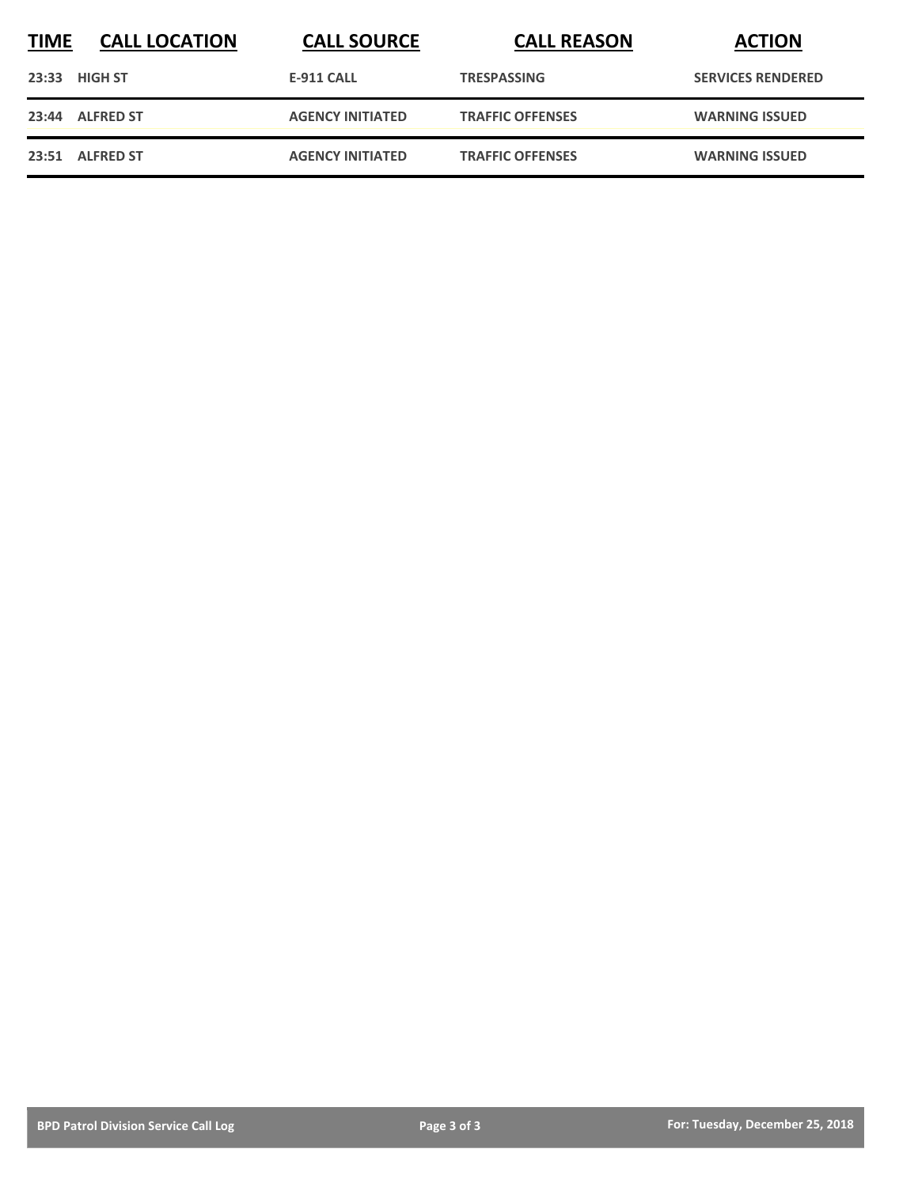| TIME | CALL LOCATION | CALL SOURCE | CALL REASON | ACTION |
| --- | --- | --- | --- | --- |
| 23:33 | HIGH ST | E-911 CALL | TRESPASSING | SERVICES RENDERED |
| 23:44 | ALFRED ST | AGENCY INITIATED | TRAFFIC OFFENSES | WARNING ISSUED |
| 23:51 | ALFRED ST | AGENCY INITIATED | TRAFFIC OFFENSES | WARNING ISSUED |